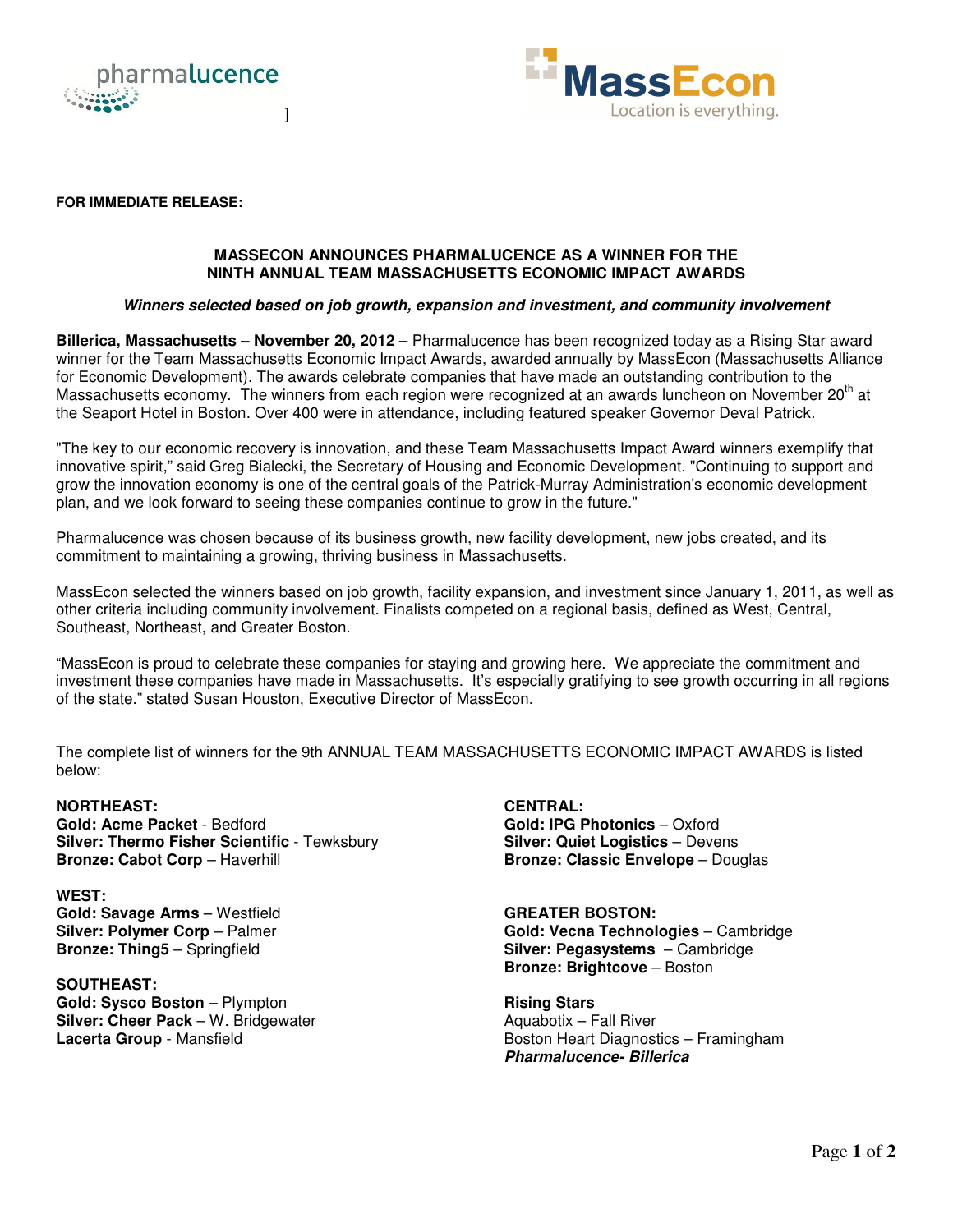pharmalucence

]

MassEcon
Location is everything.

**FOR IMMEDIATE RELEASE:**

## MASSECON ANNOUNCES PHARMALUCENCE AS A WINNER FOR THE NINTH ANNUAL TEAM MASSACHUSETTS ECONOMIC IMPACT AWARDS

***Winners selected based on job growth, expansion and investment, and community involvement***

**Billerica, Massachusetts – November 20, 2012** – Pharmalucence has been recognized today as a Rising Star award winner for the Team Massachusetts Economic Impact Awards, awarded annually by MassEcon (Massachusetts Alliance for Economic Development). The awards celebrate companies that have made an outstanding contribution to the Massachusetts economy. The winners from each region were recognized at an awards luncheon on November 20th at the Seaport Hotel in Boston. Over 400 were in attendance, including featured speaker Governor Deval Patrick.

"The key to our economic recovery is innovation, and these Team Massachusetts Impact Award winners exemplify that innovative spirit," said Greg Bialecki, the Secretary of Housing and Economic Development. "Continuing to support and grow the innovation economy is one of the central goals of the Patrick-Murray Administration's economic development plan, and we look forward to seeing these companies continue to grow in the future."

Pharmalucence was chosen because of its business growth, new facility development, new jobs created, and its commitment to maintaining a growing, thriving business in Massachusetts.

MassEcon selected the winners based on job growth, facility expansion, and investment since January 1, 2011, as well as other criteria including community involvement. Finalists competed on a regional basis, defined as West, Central, Southeast, Northeast, and Greater Boston.

"MassEcon is proud to celebrate these companies for staying and growing here. We appreciate the commitment and investment these companies have made in Massachusetts. It's especially gratifying to see growth occurring in all regions of the state." stated Susan Houston, Executive Director of MassEcon.

The complete list of winners for the 9th ANNUAL TEAM MASSACHUSETTS ECONOMIC IMPACT AWARDS is listed below:

**NORTHEAST:**
**Gold: Acme Packet** - Bedford
**Silver: Thermo Fisher Scientific** - Tewksbury
**Bronze: Cabot Corp** – Haverhill

**WEST:**
**Gold: Savage Arms** – Westfield
**Silver: Polymer Corp** – Palmer
**Bronze: Thing5** – Springfield

**SOUTHEAST:**
**Gold: Sysco Boston** – Plympton
**Silver: Cheer Pack** – W. Bridgewater
**Lacerta Group** - Mansfield

**CENTRAL:**
**Gold: IPG Photonics** – Oxford
**Silver: Quiet Logistics** – Devens
**Bronze: Classic Envelope** – Douglas

**GREATER BOSTON:**
**Gold: Vecna Technologies** – Cambridge
**Silver: Pegasystems** – Cambridge
**Bronze: Brightcove** – Boston

**Rising Stars**
Aquabotix – Fall River
Boston Heart Diagnostics – Framingham
***Pharmalucence- Billerica***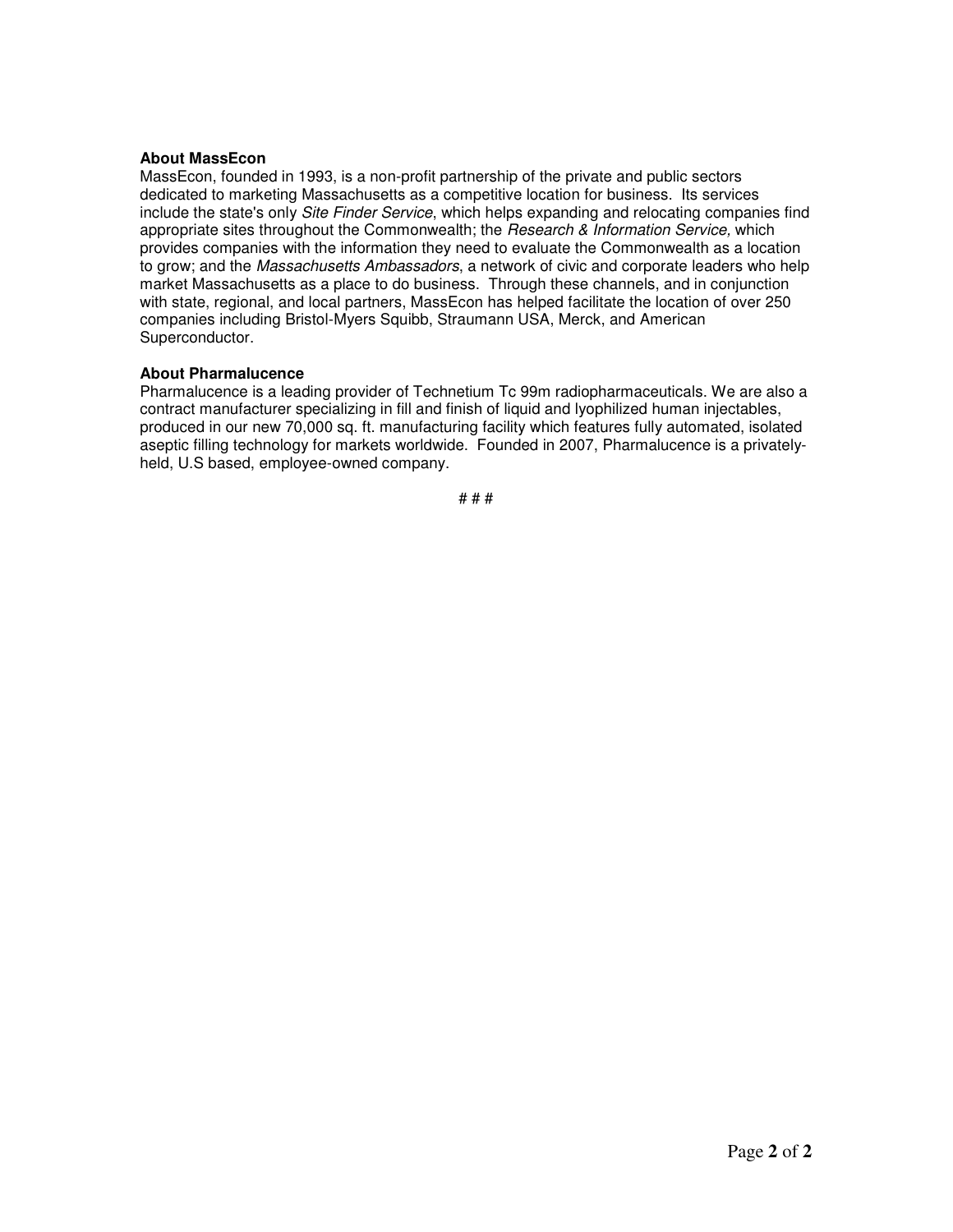**About MassEcon**

MassEcon, founded in 1993, is a non-profit partnership of the private and public sectors dedicated to marketing Massachusetts as a competitive location for business. Its services include the state's only *Site Finder Service*, which helps expanding and relocating companies find appropriate sites throughout the Commonwealth; the *Research & Information Service,* which provides companies with the information they need to evaluate the Commonwealth as a location to grow; and the *Massachusetts Ambassadors*, a network of civic and corporate leaders who help market Massachusetts as a place to do business. Through these channels, and in conjunction with state, regional, and local partners, MassEcon has helped facilitate the location of over 250 companies including Bristol-Myers Squibb, Straumann USA, Merck, and American Superconductor.

**About Pharmalucence**

Pharmalucence is a leading provider of Technetium Tc 99m radiopharmaceuticals. We are also a contract manufacturer specializing in fill and finish of liquid and lyophilized human injectables, produced in our new 70,000 sq. ft. manufacturing facility which features fully automated, isolated aseptic filling technology for markets worldwide. Founded in 2007, Pharmalucence is a privately-held, U.S based, employee-owned company.

# # #